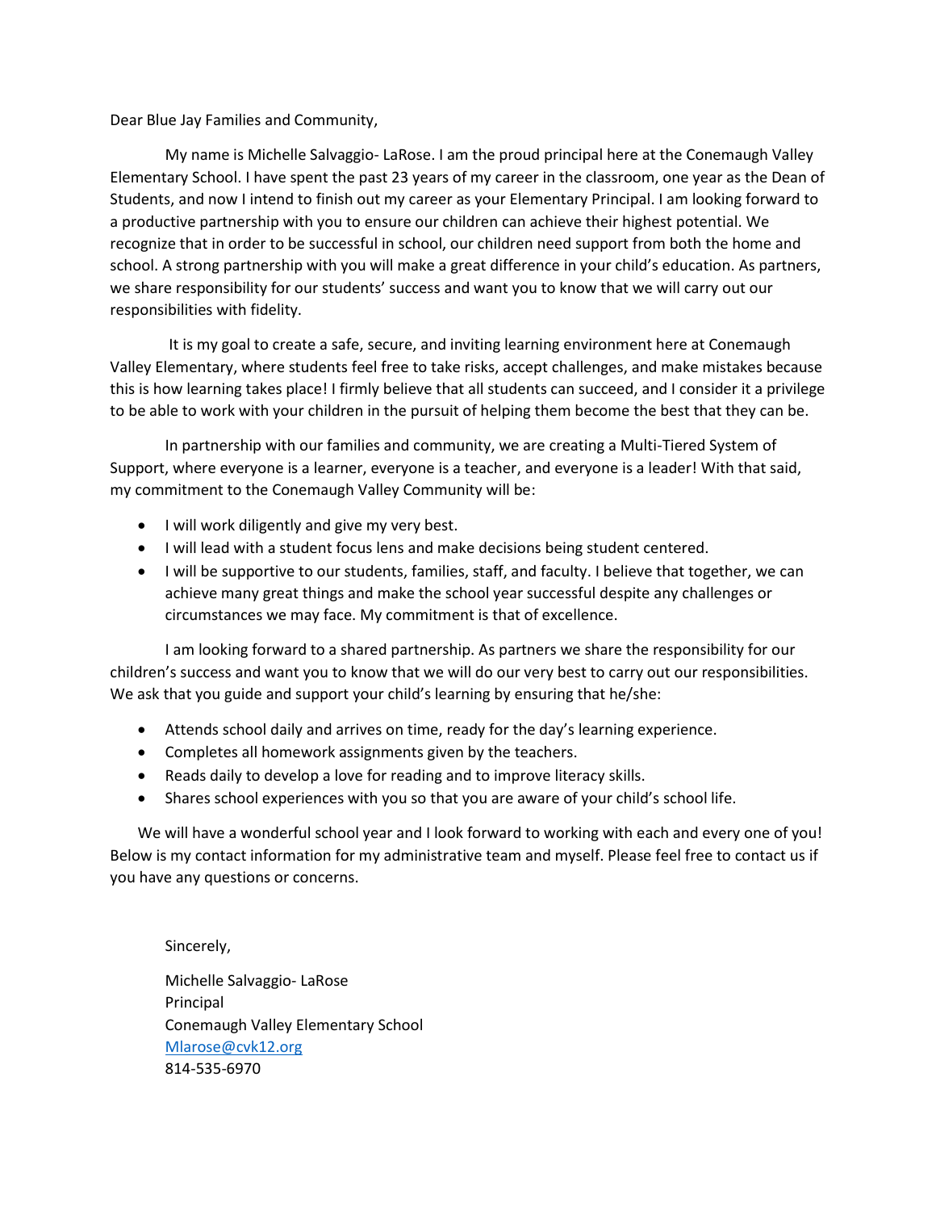Dear Blue Jay Families and Community,

My name is Michelle Salvaggio- LaRose. I am the proud principal here at the Conemaugh Valley Elementary School. I have spent the past 23 years of my career in the classroom, one year as the Dean of Students, and now I intend to finish out my career as your Elementary Principal. I am looking forward to a productive partnership with you to ensure our children can achieve their highest potential. We recognize that in order to be successful in school, our children need support from both the home and school. A strong partnership with you will make a great difference in your child's education. As partners, we share responsibility for our students' success and want you to know that we will carry out our responsibilities with fidelity.

It is my goal to create a safe, secure, and inviting learning environment here at Conemaugh Valley Elementary, where students feel free to take risks, accept challenges, and make mistakes because this is how learning takes place! I firmly believe that all students can succeed, and I consider it a privilege to be able to work with your children in the pursuit of helping them become the best that they can be.

In partnership with our families and community, we are creating a Multi-Tiered System of Support, where everyone is a learner, everyone is a teacher, and everyone is a leader! With that said, my commitment to the Conemaugh Valley Community will be:

- I will work diligently and give my very best.
- I will lead with a student focus lens and make decisions being student centered.
- I will be supportive to our students, families, staff, and faculty. I believe that together, we can achieve many great things and make the school year successful despite any challenges or circumstances we may face. My commitment is that of excellence.

I am looking forward to a shared partnership. As partners we share the responsibility for our children's success and want you to know that we will do our very best to carry out our responsibilities. We ask that you guide and support your child's learning by ensuring that he/she:

- Attends school daily and arrives on time, ready for the day's learning experience.
- Completes all homework assignments given by the teachers.
- Reads daily to develop a love for reading and to improve literacy skills.
- Shares school experiences with you so that you are aware of your child's school life.

We will have a wonderful school year and I look forward to working with each and every one of you! Below is my contact information for my administrative team and myself. Please feel free to contact us if you have any questions or concerns.

Sincerely,

Michelle Salvaggio- LaRose
Principal
Conemaugh Valley Elementary School
Mlarose@cvk12.org
814-535-6970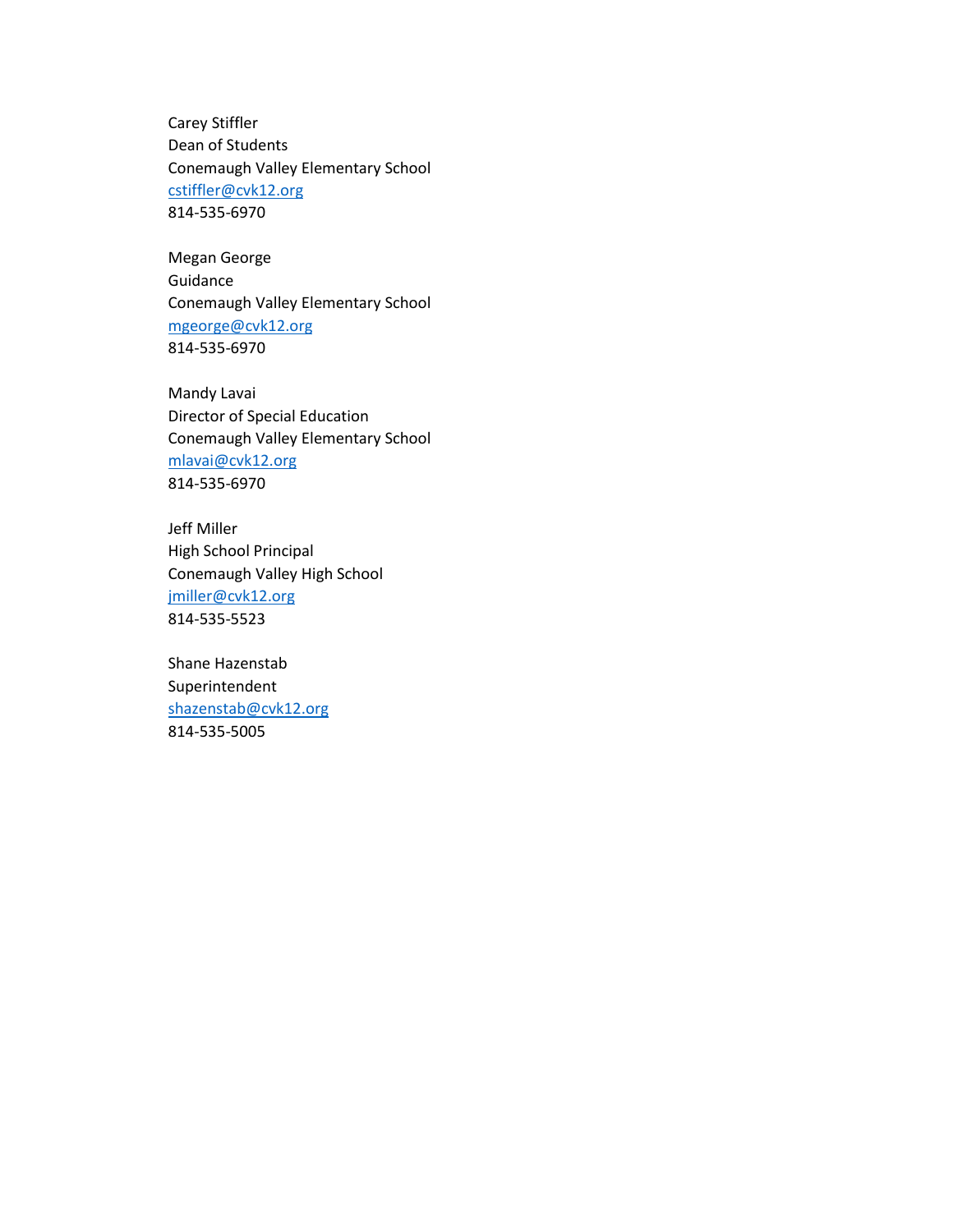Carey Stiffler  
Dean of Students  
Conemaugh Valley Elementary School  
cstiffler@cvk12.org  
814-535-6970

Megan George  
Guidance  
Conemaugh Valley Elementary School  
mgeorge@cvk12.org  
814-535-6970

Mandy Lavai  
Director of Special Education  
Conemaugh Valley Elementary School  
mlavai@cvk12.org  
814-535-6970

Jeff Miller  
High School Principal  
Conemaugh Valley High School  
jmiller@cvk12.org  
814-535-5523

Shane Hazenstab  
Superintendent  
shazenstab@cvk12.org  
814-535-5005